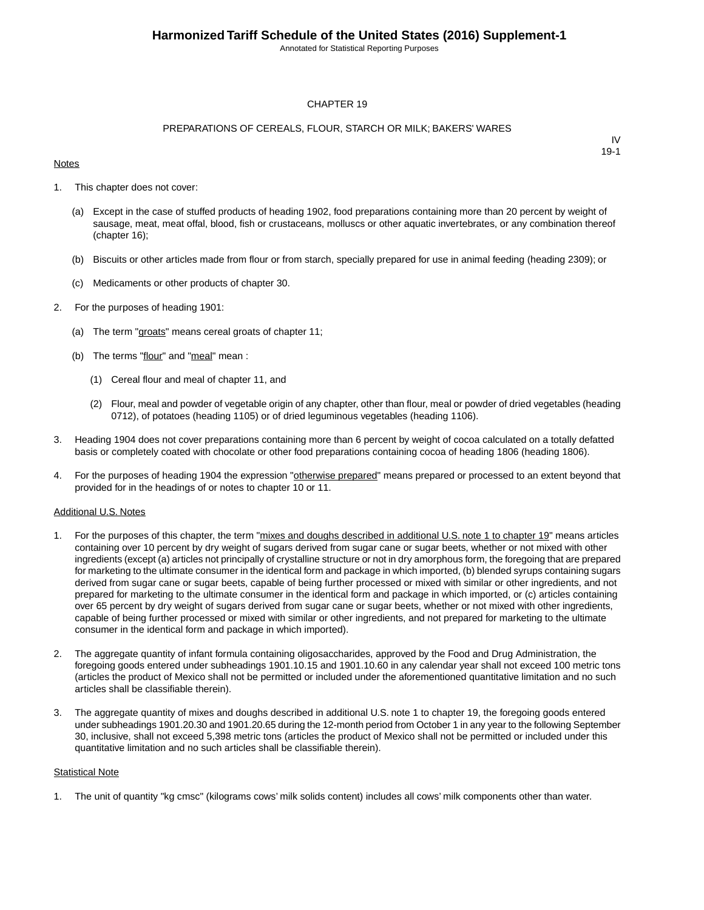## CHAPTER 19

## PREPARATIONS OF CEREALS, FLOUR, STARCH OR MILK; BAKERS' WARES

IV
19-1

Notes

1. This chapter does not cover:

   (a) Except in the case of stuffed products of heading 1902, food preparations containing more than 20 percent by weight of sausage, meat, meat offal, blood, fish or crustaceans, molluscs or other aquatic invertebrates, or any combination thereof (chapter 16);

   (b) Biscuits or other articles made from flour or from starch, specially prepared for use in animal feeding (heading 2309); or

   (c) Medicaments or other products of chapter 30.

2. For the purposes of heading 1901:

   (a) The term "groats" means cereal groats of chapter 11;

   (b) The terms "flour" and "meal" mean :

      (1) Cereal flour and meal of chapter 11, and

      (2) Flour, meal and powder of vegetable origin of any chapter, other than flour, meal or powder of dried vegetables (heading 0712), of potatoes (heading 1105) or of dried leguminous vegetables (heading 1106).

3. Heading 1904 does not cover preparations containing more than 6 percent by weight of cocoa calculated on a totally defatted basis or completely coated with chocolate or other food preparations containing cocoa of heading 1806 (heading 1806).

4. For the purposes of heading 1904 the expression "otherwise prepared" means prepared or processed to an extent beyond that provided for in the headings of or notes to chapter 10 or 11.

Additional U.S. Notes

1. For the purposes of this chapter, the term "mixes and doughs described in additional U.S. note 1 to chapter 19" means articles containing over 10 percent by dry weight of sugars derived from sugar cane or sugar beets, whether or not mixed with other ingredients (except (a) articles not principally of crystalline structure or not in dry amorphous form, the foregoing that are prepared for marketing to the ultimate consumer in the identical form and package in which imported, (b) blended syrups containing sugars derived from sugar cane or sugar beets, capable of being further processed or mixed with similar or other ingredients, and not prepared for marketing to the ultimate consumer in the identical form and package in which imported, or (c) articles containing over 65 percent by dry weight of sugars derived from sugar cane or sugar beets, whether or not mixed with other ingredients, capable of being further processed or mixed with similar or other ingredients, and not prepared for marketing to the ultimate consumer in the identical form and package in which imported).

2. The aggregate quantity of infant formula containing oligosaccharides, approved by the Food and Drug Administration, the foregoing goods entered under subheadings 1901.10.15 and 1901.10.60 in any calendar year shall not exceed 100 metric tons (articles the product of Mexico shall not be permitted or included under the aforementioned quantitative limitation and no such articles shall be classifiable therein).

3. The aggregate quantity of mixes and doughs described in additional U.S. note 1 to chapter 19, the foregoing goods entered under subheadings 1901.20.30 and 1901.20.65 during the 12-month period from October 1 in any year to the following September 30, inclusive, shall not exceed 5,398 metric tons (articles the product of Mexico shall not be permitted or included under this quantitative limitation and no such articles shall be classifiable therein).

Statistical Note

1. The unit of quantity "kg cmsc" (kilograms cows' milk solids content) includes all cows' milk components other than water.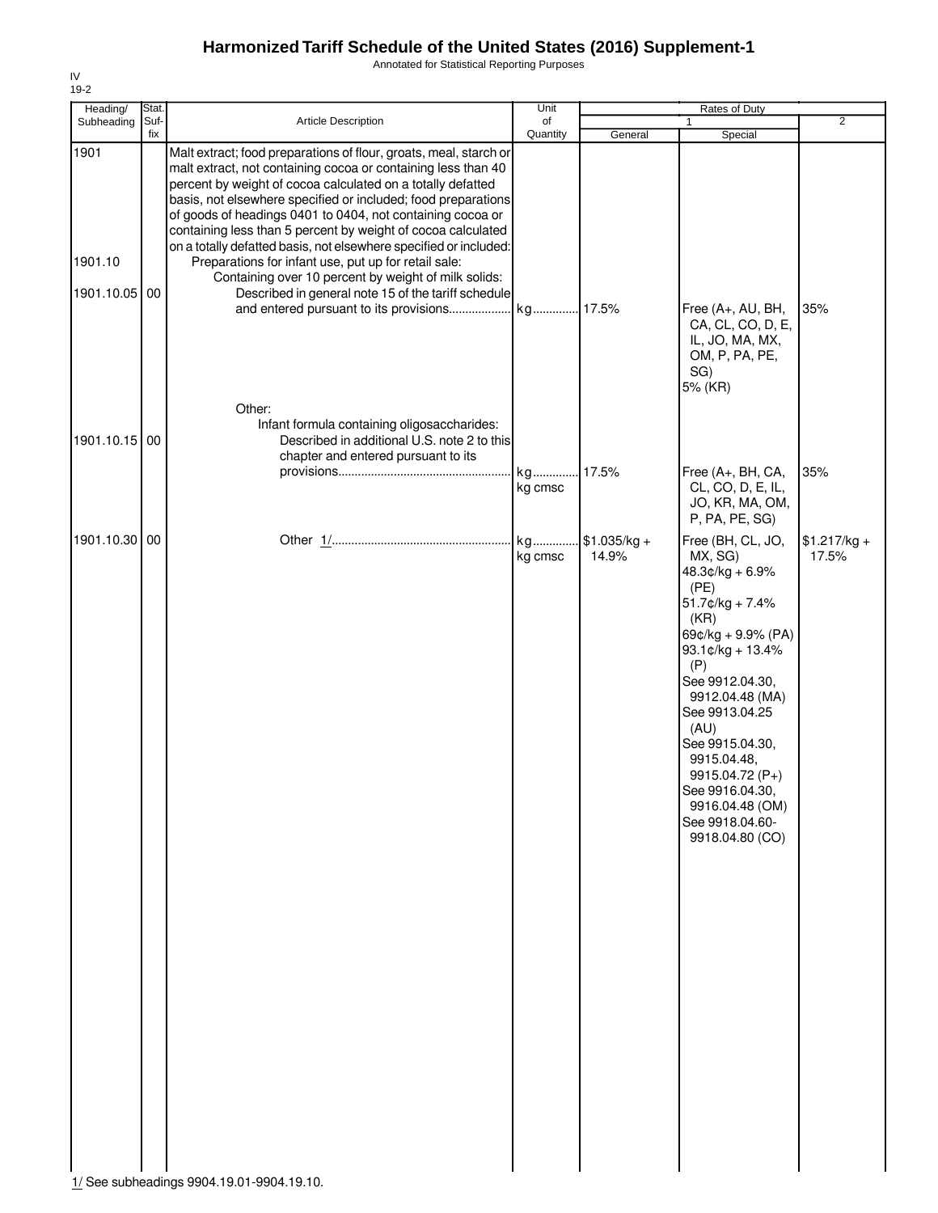# Harmonized Tariff Schedule of the United States (2016) Supplement-1

Annotated for Statistical Reporting Purposes

IV
19-2

| Heading/ Subheading | Stat. Suf-fix | Article Description | Unit of Quantity | Rates of Duty 1 General | Rates of Duty 1 Special | Rates of Duty 2 |
|---|---|---|---|---|---|---|
| 1901 | | Malt extract; food preparations of flour, groats, meal, starch or malt extract, not containing cocoa or containing less than 40 percent by weight of cocoa calculated on a totally defatted basis, not elsewhere specified or included; food preparations of goods of headings 0401 to 0404, not containing cocoa or containing less than 5 percent by weight of cocoa calculated on a totally defatted basis, not elsewhere specified or included: | | | | |
| 1901.10 | | Preparations for infant use, put up for retail sale: | | | | |
| | | Containing over 10 percent by weight of milk solids: | | | | |
| 1901.10.05 | 00 | Described in general note 15 of the tariff schedule and entered pursuant to its provisions | kg | 17.5% | Free (A+, AU, BH, CA, CL, CO, D, E, IL, JO, MA, MX, OM, P, PA, PE, SG) 5% (KR) | 35% |
| | | Other: | | | | |
| | | Infant formula containing oligosaccharides: | | | | |
| 1901.10.15 | 00 | Described in additional U.S. note 2 to this chapter and entered pursuant to its provisions | kg kg cmsc | 17.5% | Free (A+, BH, CA, CL, CO, D, E, IL, JO, KR, MA, OM, P, PA, PE, SG) | 35% |
| 1901.10.30 | 00 | Other 1/ | kg kg cmsc | $1.035/kg + 14.9% | Free (BH, CL, JO, MX, SG) 48.3¢/kg + 6.9% (PE) 51.7¢/kg + 7.4% (KR) 69¢/kg + 9.9% (PA) 93.1¢/kg + 13.4% (P) See 9912.04.30, 9912.04.48 (MA) See 9913.04.25 (AU) See 9915.04.30, 9915.04.48, 9915.04.72 (P+) See 9916.04.30, 9916.04.48 (OM) See 9918.04.60-9918.04.80 (CO) | $1.217/kg + 17.5% |

1/ See subheadings 9904.19.01-9904.19.10.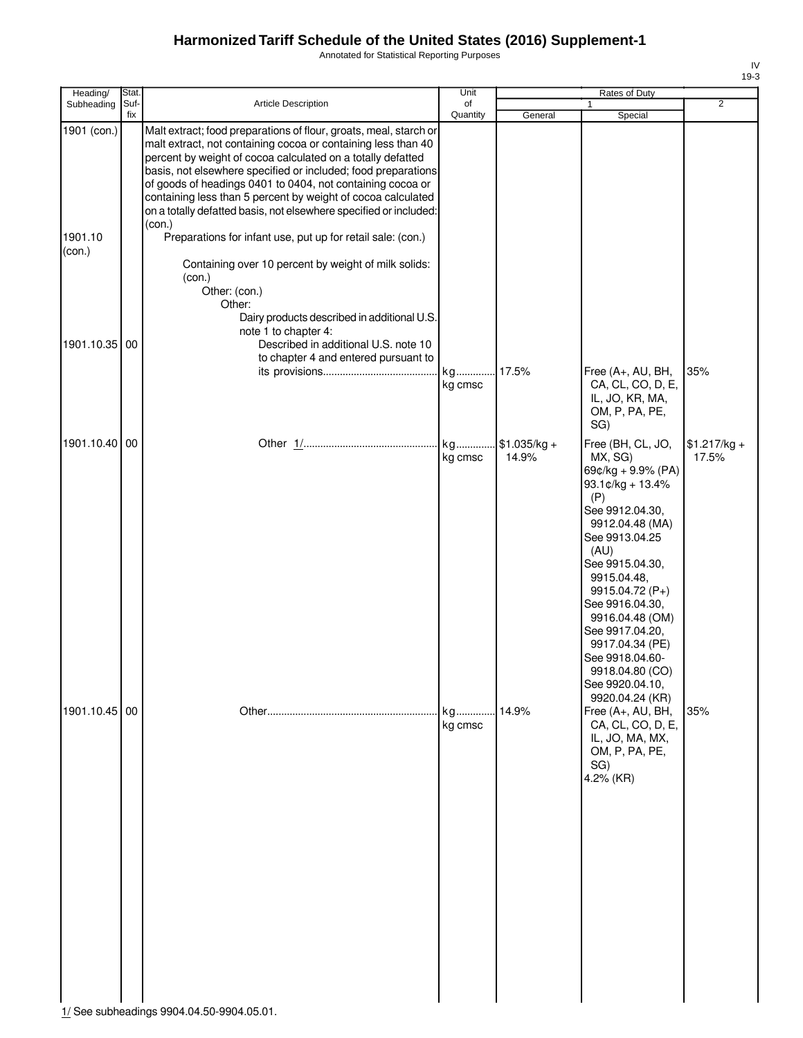# Harmonized Tariff Schedule of the United States (2016) Supplement-1

Annotated for Statistical Reporting Purposes

IV
19-3

| Heading/ Subheading | Stat. Suf- fix | Article Description | Unit of Quantity | Rates of Duty 1 General | Special | 2 |
|---|---|---|---|---|---|---|
| 1901 (con.) | | Malt extract; food preparations of flour, groats, meal, starch or malt extract, not containing cocoa or containing less than 40 percent by weight of cocoa calculated on a totally defatted basis, not elsewhere specified or included; food preparations of goods of headings 0401 to 0404, not containing cocoa or containing less than 5 percent by weight of cocoa calculated on a totally defatted basis, not elsewhere specified or included: (con.) | | | | |
| 1901.10 (con.) | | Preparations for infant use, put up for retail sale: (con.) | | | | |
| | | Containing over 10 percent by weight of milk solids: (con.) | | | | |
| | | Other: (con.) | | | | |
| | | Other: | | | | |
| | | Dairy products described in additional U.S. note 1 to chapter 4: | | | | |
| 1901.10.35 | 00 | Described in additional U.S. note 10 to chapter 4 and entered pursuant to its provisions | kg kg cmsc | 17.5% | Free (A+, AU, BH, CA, CL, CO, D, E, IL, JO, KR, MA, OM, P, PA, PE, SG) | 35% |
| 1901.10.40 | 00 | Other 1/ | kg kg cmsc | $1.035/kg + 14.9% | Free (BH, CL, JO, MX, SG) 69¢/kg + 9.9% (PA) 93.1¢/kg + 13.4% (P) See 9912.04.30, 9912.04.48 (MA) See 9913.04.25 (AU) See 9915.04.30, 9915.04.48, 9915.04.72 (P+) See 9916.04.30, 9916.04.48 (OM) See 9917.04.20, 9917.04.34 (PE) See 9918.04.60-9918.04.80 (CO) See 9920.04.10, 9920.04.24 (KR) | $1.217/kg + 17.5% |
| 1901.10.45 | 00 | Other | kg kg cmsc | 14.9% | Free (A+, AU, BH, CA, CL, CO, D, E, IL, JO, MA, MX, OM, P, PA, PE, SG) 4.2% (KR) | 35% |

1/ See subheadings 9904.04.50-9904.05.01.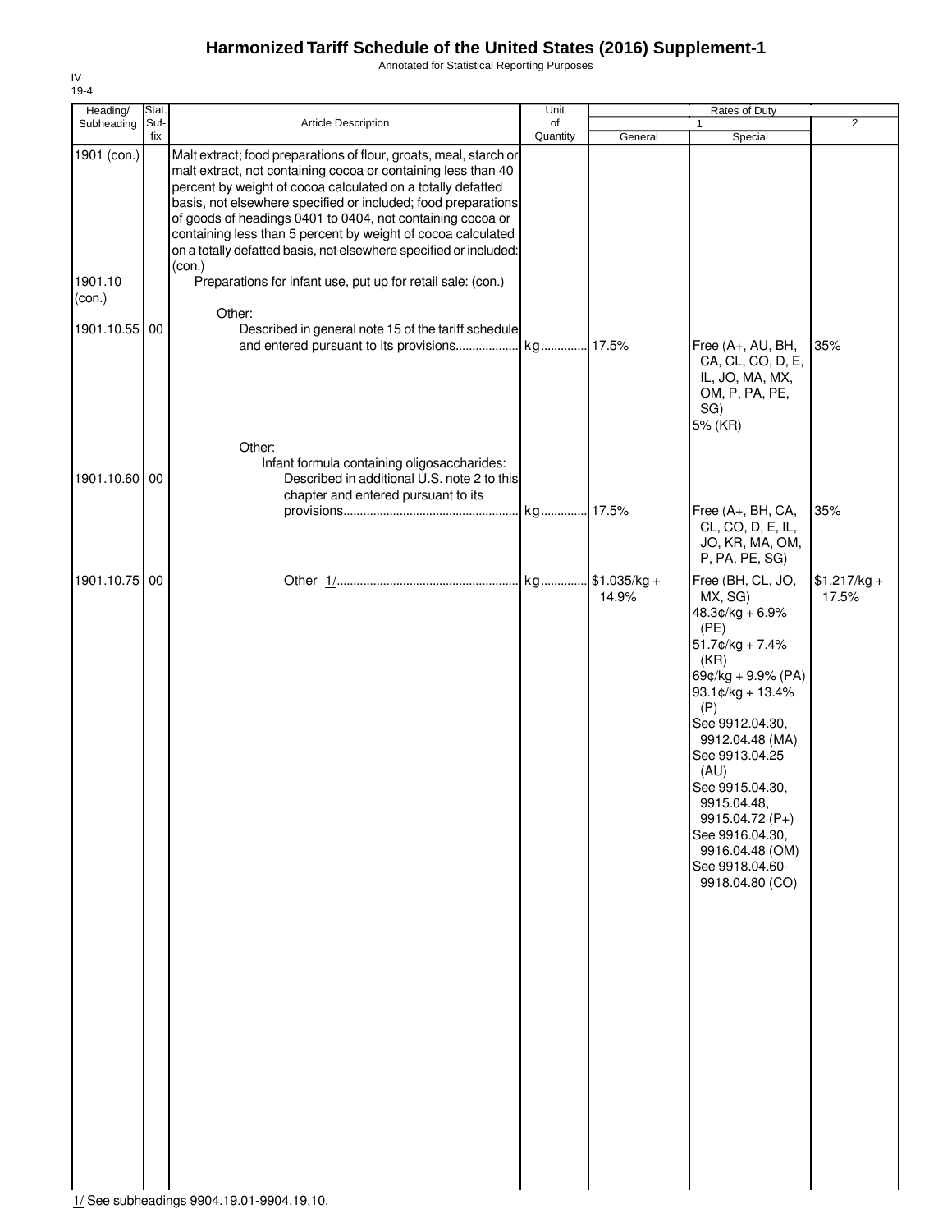# Harmonized Tariff Schedule of the United States (2016) Supplement-1

Annotated for Statistical Reporting Purposes

IV
19-4

| Heading/ Subheading | Stat. Suf-fix | Article Description | Unit of Quantity | Rates of Duty 1 General | Special | 2 |
|---|---|---|---|---|---|---|
| 1901 (con.) | | Malt extract; food preparations of flour, groats, meal, starch or malt extract, not containing cocoa or containing less than 40 percent by weight of cocoa calculated on a totally defatted basis, not elsewhere specified or included; food preparations of goods of headings 0401 to 0404, not containing cocoa or containing less than 5 percent by weight of cocoa calculated on a totally defatted basis, not elsewhere specified or included: (con.) | | | | |
| 1901.10 (con.) | | Preparations for infant use, put up for retail sale: (con.) | | | | |
| | | Other: | | | | |
| 1901.10.55 | 00 | Described in general note 15 of the tariff schedule and entered pursuant to its provisions | kg | 17.5% | Free (A+, AU, BH, CA, CL, CO, D, E, IL, JO, MA, MX, OM, P, PA, PE, SG)<br>5% (KR) | 35% |
| | | Other: | | | | |
| | | Infant formula containing oligosaccharides: | | | | |
| 1901.10.60 | 00 | Described in additional U.S. note 2 to this chapter and entered pursuant to its provisions | kg | 17.5% | Free (A+, BH, CA, CL, CO, D, E, IL, JO, KR, MA, OM, P, PA, PE, SG) | 35% |
| 1901.10.75 | 00 | Other 1/ | kg | $1.035/kg + 14.9% | Free (BH, CL, JO, MX, SG)<br>48.3¢/kg + 6.9% (PE)<br>51.7¢/kg + 7.4% (KR)<br>69¢/kg + 9.9% (PA)<br>93.1¢/kg + 13.4% (P)<br>See 9912.04.30, 9912.04.48 (MA)<br>See 9913.04.25 (AU)<br>See 9915.04.30, 9915.04.48, 9915.04.72 (P+)<br>See 9916.04.30, 9916.04.48 (OM)<br>See 9918.04.60-9918.04.80 (CO) | $1.217/kg + 17.5% |

1/ See subheadings 9904.19.01-9904.19.10.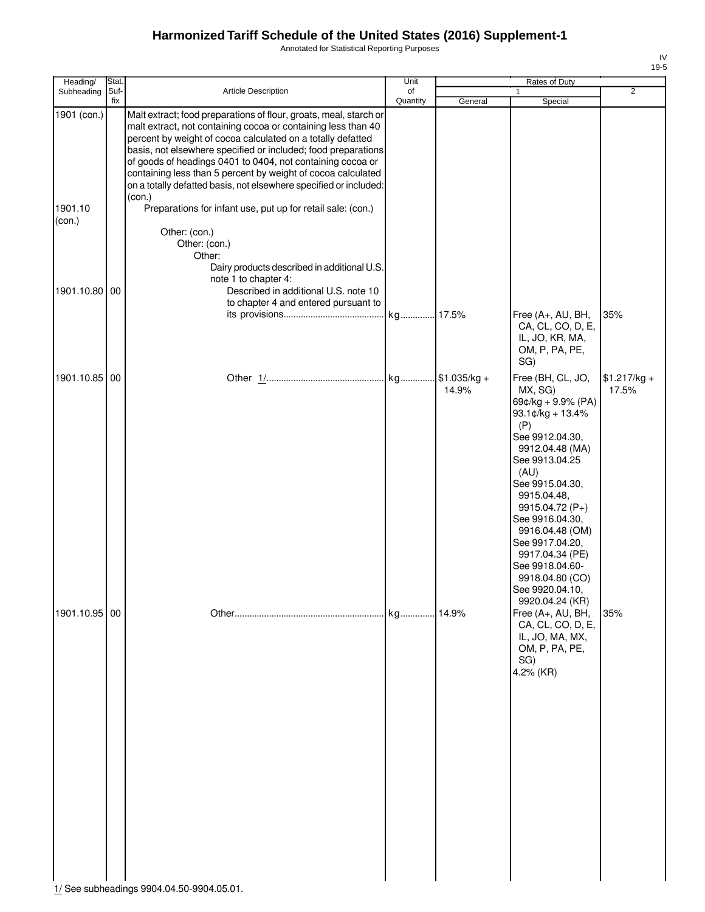# Harmonized Tariff Schedule of the United States (2016) Supplement-1

Annotated for Statistical Reporting Purposes

| Heading/ Subheading | Stat. Suf-fix | Article Description | Unit of Quantity | Rates of Duty 1 General | Special | 2 |
|---|---|---|---|---|---|---|
| 1901 (con.) | | Malt extract; food preparations of flour, groats, meal, starch or malt extract, not containing cocoa or containing less than 40 percent by weight of cocoa calculated on a totally defatted basis, not elsewhere specified or included; food preparations of goods of headings 0401 to 0404, not containing cocoa or containing less than 5 percent by weight of cocoa calculated on a totally defatted basis, not elsewhere specified or included: (con.) | | | | |
| 1901.10 (con.) | | Preparations for infant use, put up for retail sale: (con.) | | | | |
| | | Other: (con.) | | | | |
| | | Other: (con.) | | | | |
| | | Other: | | | | |
| | | Dairy products described in additional U.S. note 1 to chapter 4: | | | | |
| 1901.10.80 | 00 | Described in additional U.S. note 10 to chapter 4 and entered pursuant to its provisions | kg | 17.5% | Free (A+, AU, BH, CA, CL, CO, D, E, IL, JO, KR, MA, OM, P, PA, PE, SG) | 35% |
| 1901.10.85 | 00 | Other 1/ | kg | $1.035/kg + 14.9% | Free (BH, CL, JO, MX, SG)<br>69¢/kg + 9.9% (PA)<br>93.1¢/kg + 13.4% (P)<br>See 9912.04.30, 9912.04.48 (MA)<br>See 9913.04.25 (AU)<br>See 9915.04.30, 9915.04.48, 9915.04.72 (P+)<br>See 9916.04.30, 9916.04.48 (OM)<br>See 9917.04.20, 9917.04.34 (PE)<br>See 9918.04.60-9918.04.80 (CO)<br>See 9920.04.10, 9920.04.24 (KR) | $1.217/kg + 17.5% |
| 1901.10.95 | 00 | Other | kg | 14.9% | Free (A+, AU, BH, CA, CL, CO, D, E, IL, JO, MA, MX, OM, P, PA, PE, SG)<br>4.2% (KR) | 35% |

1/ See subheadings 9904.04.50-9904.05.01.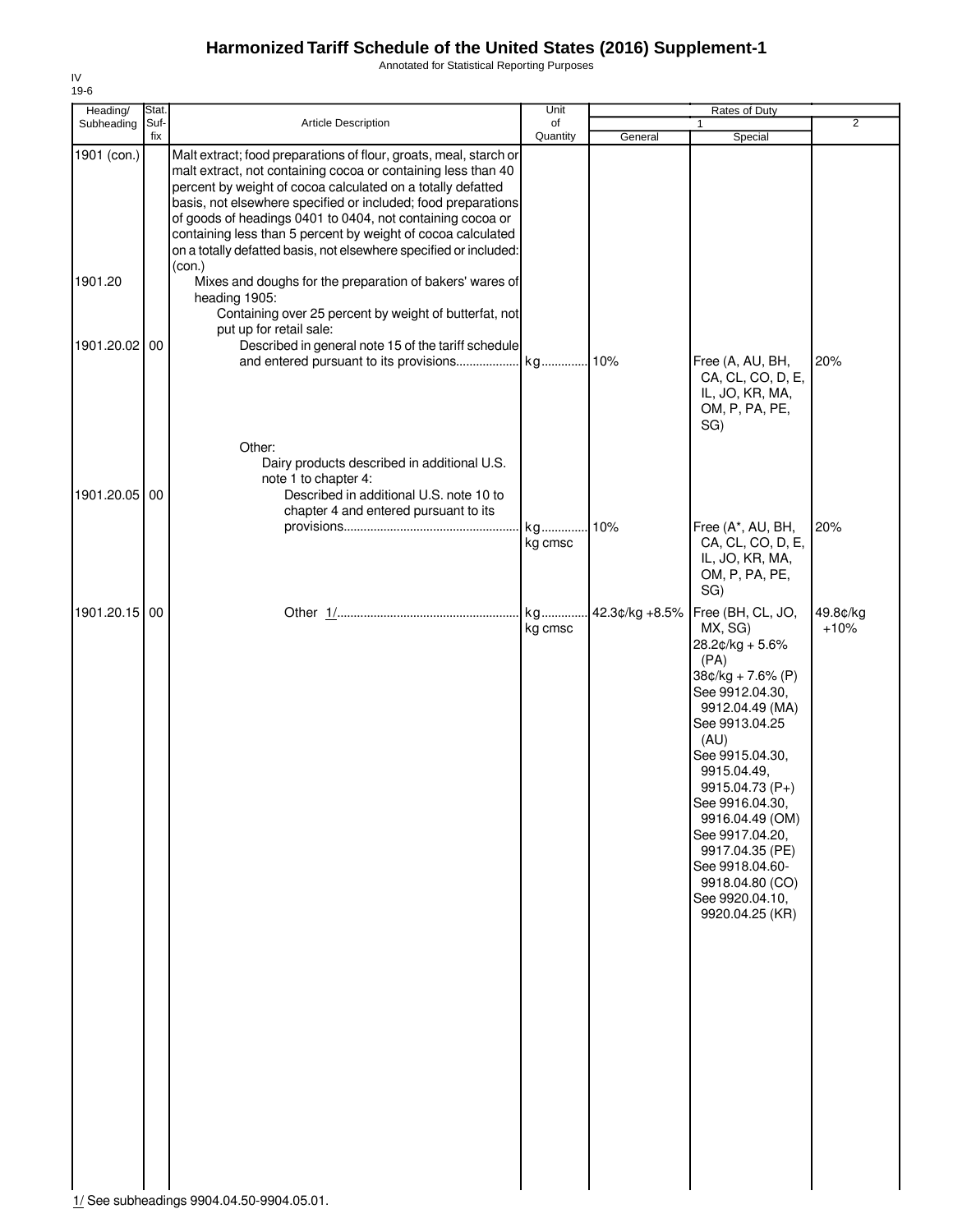# Harmonized Tariff Schedule of the United States (2016) Supplement-1

Annotated for Statistical Reporting Purposes

IV
19-6

| Heading/ Subheading | Stat. Suf- fix | Article Description | Unit of Quantity | Rates of Duty 1 General | Special | 2 |
|---|---|---|---|---|---|---|
| 1901 (con.) | | Malt extract; food preparations of flour, groats, meal, starch or malt extract, not containing cocoa or containing less than 40 percent by weight of cocoa calculated on a totally defatted basis, not elsewhere specified or included; food preparations of goods of headings 0401 to 0404, not containing cocoa or containing less than 5 percent by weight of cocoa calculated on a totally defatted basis, not elsewhere specified or included: (con.) | | | | |
| 1901.20 | | Mixes and doughs for the preparation of bakers' wares of heading 1905: | | | | |
| | | Containing over 25 percent by weight of butterfat, not put up for retail sale: | | | | |
| 1901.20.02 | 00 | Described in general note 15 of the tariff schedule and entered pursuant to its provisions.................. | kg | 10% | Free (A, AU, BH, CA, CL, CO, D, E, IL, JO, KR, MA, OM, P, PA, PE, SG) | 20% |
| | | Other: | | | | |
| | | Dairy products described in additional U.S. note 1 to chapter 4: | | | | |
| 1901.20.05 | 00 | Described in additional U.S. note 10 to chapter 4 and entered pursuant to its provisions.................................................... | kg<br>kg cmsc | 10% | Free (A*, AU, BH, CA, CL, CO, D, E, IL, JO, KR, MA, OM, P, PA, PE, SG) | 20% |
| 1901.20.15 | 00 | Other 1/.................................................... | kg<br>kg cmsc | 42.3¢/kg +8.5% | Free (BH, CL, JO, MX, SG)<br>28.2¢/kg + 5.6% (PA)<br>38¢/kg + 7.6% (P)<br>See 9912.04.30, 9912.04.49 (MA)<br>See 9913.04.25 (AU)<br>See 9915.04.30, 9915.04.49, 9915.04.73 (P+)<br>See 9916.04.30, 9916.04.49 (OM)<br>See 9917.04.20, 9917.04.35 (PE)<br>See 9918.04.60-9918.04.80 (CO)<br>See 9920.04.10, 9920.04.25 (KR) | 49.8¢/kg +10% |

1/ See subheadings 9904.04.50-9904.05.01.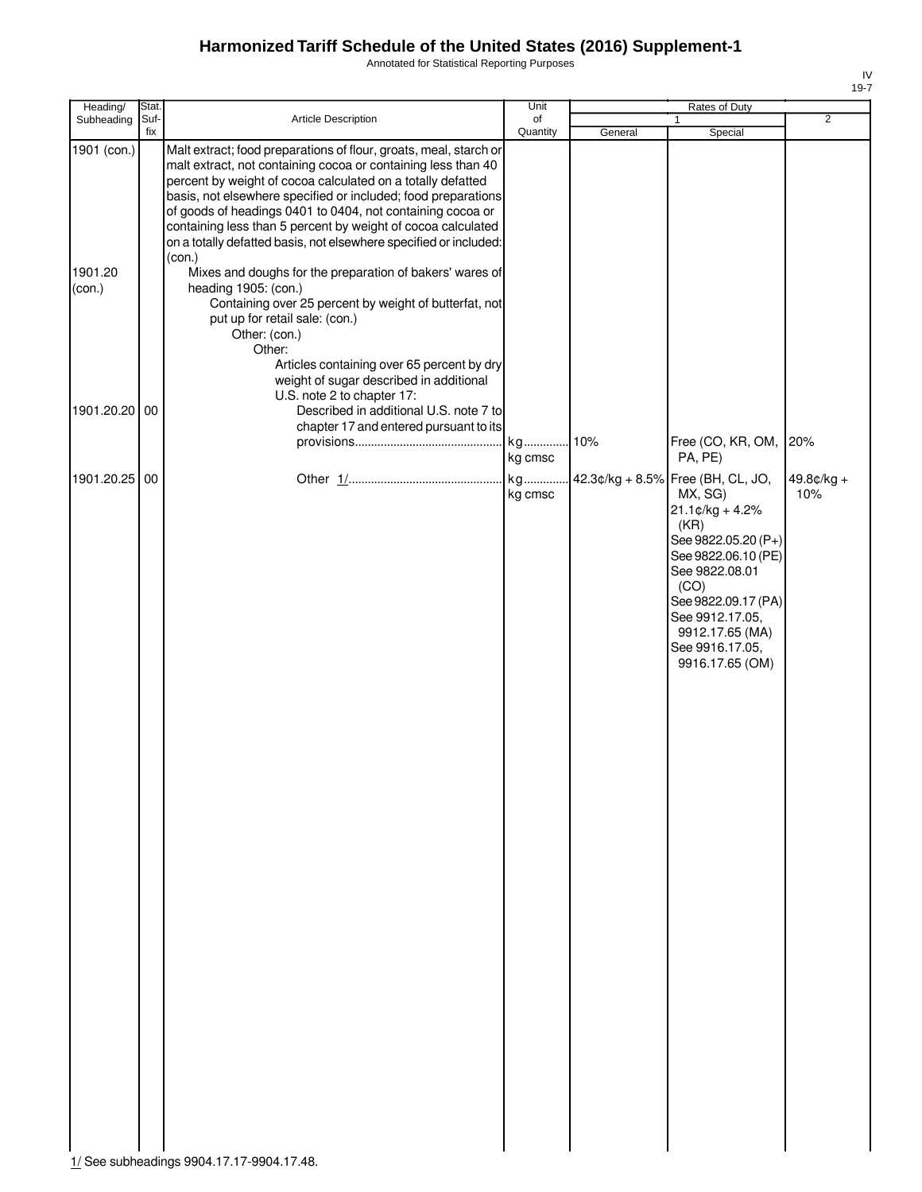# Harmonized Tariff Schedule of the United States (2016) Supplement-1

Annotated for Statistical Reporting Purposes

| Heading/ Subheading | Stat. Suf-fix | Article Description | Unit of Quantity | Rates of Duty 1 General | Rates of Duty 1 Special | Rates of Duty 2 |
|---|---|---|---|---|---|---|
| 1901 (con.) | | Malt extract; food preparations of flour, groats, meal, starch or malt extract, not containing cocoa or containing less than 40 percent by weight of cocoa calculated on a totally defatted basis, not elsewhere specified or included; food preparations of goods of headings 0401 to 0404, not containing cocoa or containing less than 5 percent by weight of cocoa calculated on a totally defatted basis, not elsewhere specified or included: (con.) | | | | |
| 1901.20 (con.) | | Mixes and doughs for the preparation of bakers' wares of heading 1905: (con.) | | | | |
| | | Containing over 25 percent by weight of butterfat, not put up for retail sale: (con.) | | | | |
| | | Other: (con.) | | | | |
| | | Other: | | | | |
| | | Articles containing over 65 percent by dry weight of sugar described in additional U.S. note 2 to chapter 17: | | | | |
| 1901.20.20 | 00 | Described in additional U.S. note 7 to chapter 17 and entered pursuant to its provisions | kg<br>kg cmsc | 10% | Free (CO, KR, OM, PA, PE) | 20% |
| 1901.20.25 | 00 | Other 1/ | kg<br>kg cmsc | 42.3¢/kg + 8.5% | Free (BH, CL, JO, MX, SG)<br>21.1¢/kg + 4.2% (KR)<br>See 9822.05.20 (P+)<br>See 9822.06.10 (PE)<br>See 9822.08.01 (CO)<br>See 9822.09.17 (PA)<br>See 9912.17.05, 9912.17.65 (MA)<br>See 9916.17.05, 9916.17.65 (OM) | 49.8¢/kg + 10% |

1/ See subheadings 9904.17.17-9904.17.48.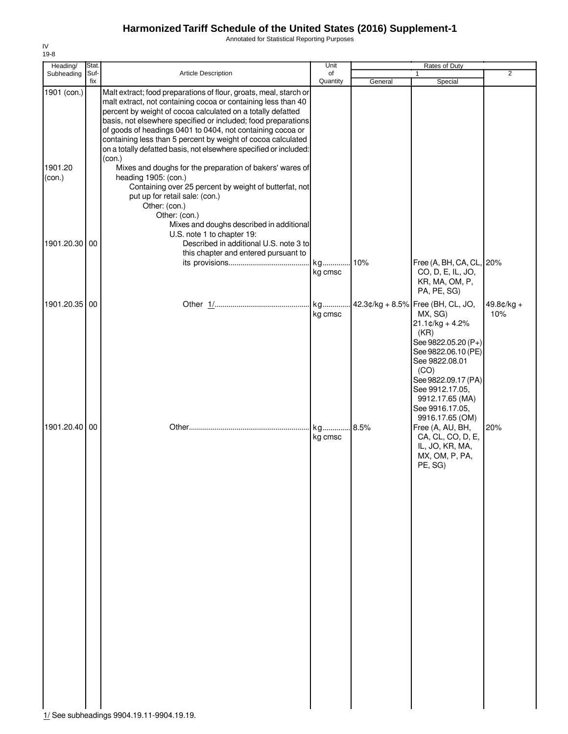# Harmonized Tariff Schedule of the United States (2016) Supplement-1

Annotated for Statistical Reporting Purposes

IV
19-8

| Heading/ Subheading | Stat. Suf- fix | Article Description | Unit of Quantity | Rates of Duty | | |
|---|---|---|---|---|---|---|
| | | | | 1 | | 2 |
| | | | | General | Special | |
| 1901 (con.) | | Malt extract; food preparations of flour, groats, meal, starch or malt extract, not containing cocoa or containing less than 40 percent by weight of cocoa calculated on a totally defatted basis, not elsewhere specified or included; food preparations of goods of headings 0401 to 0404, not containing cocoa or containing less than 5 percent by weight of cocoa calculated on a totally defatted basis, not elsewhere specified or included: (con.) | | | | |
| 1901.20 (con.) | | Mixes and doughs for the preparation of bakers' wares of heading 1905: (con.) | | | | |
| | | Containing over 25 percent by weight of butterfat, not put up for retail sale: (con.) | | | | |
| | | Other: (con.) | | | | |
| | | Other: (con.) | | | | |
| | | Mixes and doughs described in additional U.S. note 1 to chapter 19: | | | | |
| 1901.20.30 | 00 | Described in additional U.S. note 3 to this chapter and entered pursuant to its provisions | kg<br>kg cmsc | 10% | Free (A, BH, CA, CL, CO, D, E, IL, JO, KR, MA, OM, P, PA, PE, SG) | 20% |
| 1901.20.35 | 00 | Other 1/ | kg<br>kg cmsc | 42.3¢/kg + 8.5% | Free (BH, CL, JO, MX, SG)<br>21.1¢/kg + 4.2% (KR)<br>See 9822.05.20 (P+)<br>See 9822.06.10 (PE)<br>See 9822.08.01 (CO)<br>See 9822.09.17 (PA)<br>See 9912.17.05, 9912.17.65 (MA)<br>See 9916.17.05, 9916.17.65 (OM) | 49.8¢/kg + 10% |
| 1901.20.40 | 00 | Other | kg<br>kg cmsc | 8.5% | Free (A, AU, BH, CA, CL, CO, D, E, IL, JO, KR, MA, MX, OM, P, PA, PE, SG) | 20% |

1/ See subheadings 9904.19.11-9904.19.19.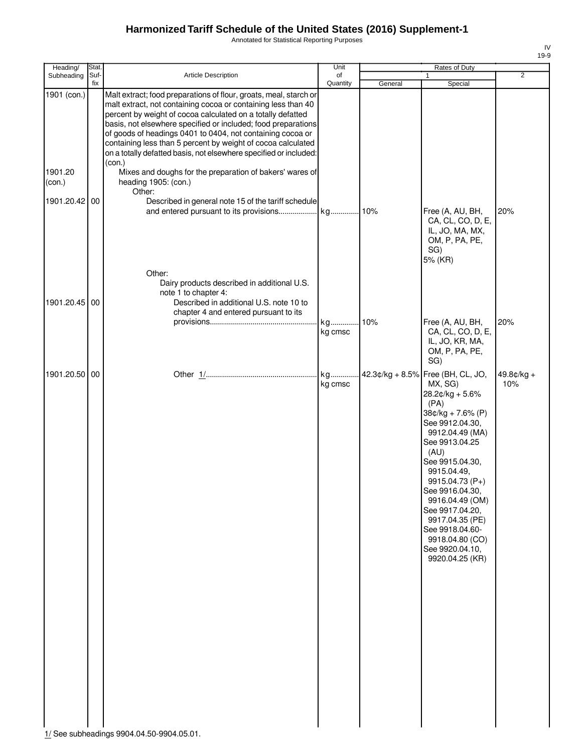# Harmonized Tariff Schedule of the United States (2016) Supplement-1

Annotated for Statistical Reporting Purposes

IV
19-9

| Heading/ Subheading | Stat. Suf- fix | Article Description | Unit of Quantity | Rates of Duty 1 General | Special | 2 |
|---|---|---|---|---|---|---|
| 1901 (con.) | | Malt extract; food preparations of flour, groats, meal, starch or malt extract, not containing cocoa or containing less than 40 percent by weight of cocoa calculated on a totally defatted basis, not elsewhere specified or included; food preparations of goods of headings 0401 to 0404, not containing cocoa or containing less than 5 percent by weight of cocoa calculated on a totally defatted basis, not elsewhere specified or included: (con.) | | | | |
| 1901.20 (con.) | | Mixes and doughs for the preparation of bakers' wares of heading 1905: (con.) | | | | |
| | | Other: | | | | |
| 1901.20.42 | 00 | Described in general note 15 of the tariff schedule and entered pursuant to its provisions | kg | 10% | Free (A, AU, BH, CA, CL, CO, D, E, IL, JO, MA, MX, OM, P, PA, PE, SG) 5% (KR) | 20% |
| | | Other: | | | | |
| | | Dairy products described in additional U.S. note 1 to chapter 4: | | | | |
| 1901.20.45 | 00 | Described in additional U.S. note 10 to chapter 4 and entered pursuant to its provisions | kg kg cmsc | 10% | Free (A, AU, BH, CA, CL, CO, D, E, IL, JO, KR, MA, OM, P, PA, PE, SG) | 20% |
| 1901.20.50 | 00 | Other 1/ | kg kg cmsc | 42.3¢/kg + 8.5% | Free (BH, CL, JO, MX, SG) 28.2¢/kg + 5.6% (PA) 38¢/kg + 7.6% (P) See 9912.04.30, 9912.04.49 (MA) See 9913.04.25 (AU) See 9915.04.30, 9915.04.49, 9915.04.73 (P+) See 9916.04.30, 9916.04.49 (OM) See 9917.04.20, 9917.04.35 (PE) See 9918.04.60-9918.04.80 (CO) See 9920.04.10, 9920.04.25 (KR) | 49.8¢/kg + 10% |

1/ See subheadings 9904.04.50-9904.05.01.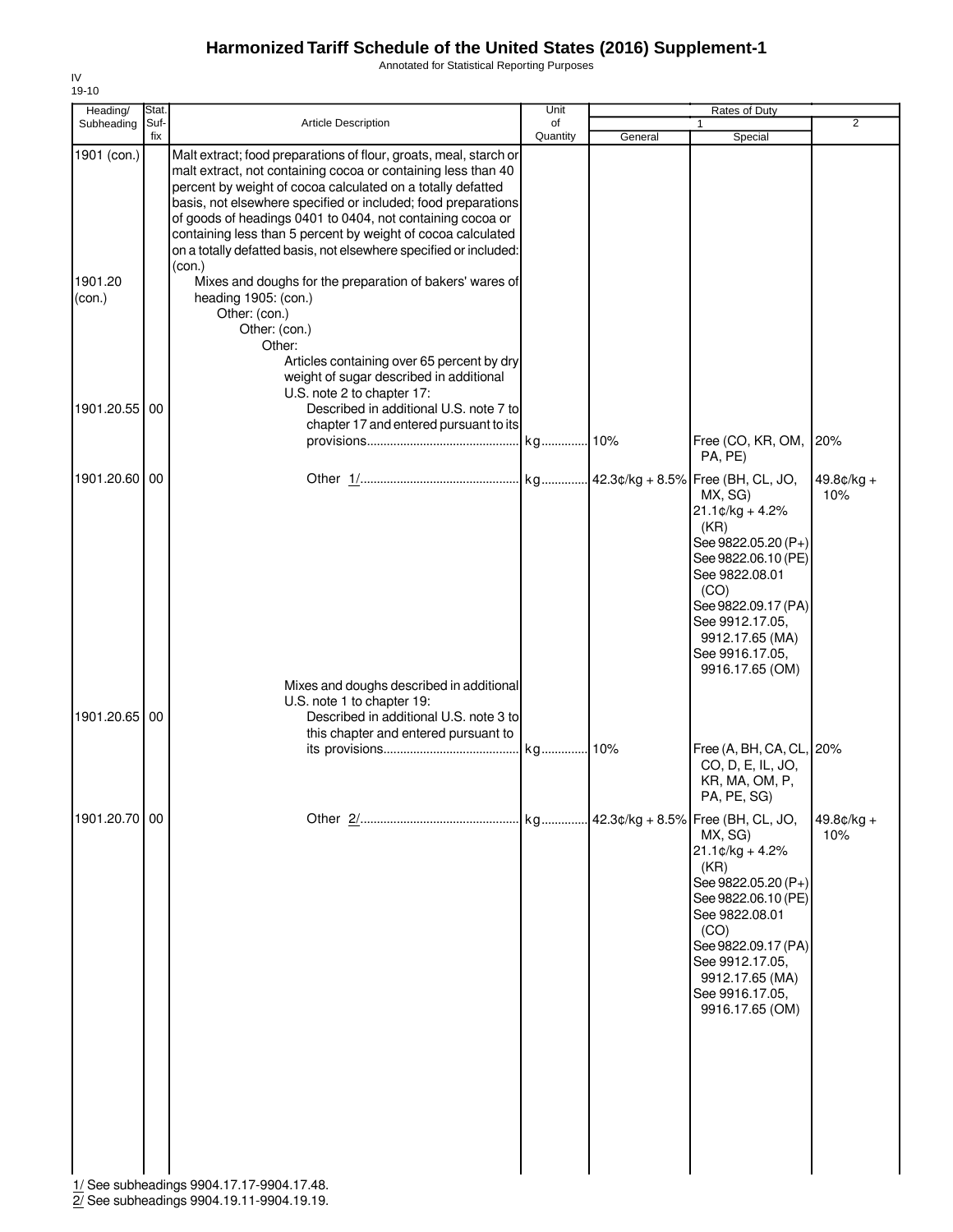# Harmonized Tariff Schedule of the United States (2016) Supplement-1

Annotated for Statistical Reporting Purposes

IV
19-10

| Heading/ Subheading | Stat. Suf- fix | Article Description | Unit of Quantity | Rates of Duty 1 General | Special | 2 |
|---|---|---|---|---|---|---|
| 1901 (con.) | | Malt extract; food preparations of flour, groats, meal, starch or malt extract, not containing cocoa or containing less than 40 percent by weight of cocoa calculated on a totally defatted basis, not elsewhere specified or included; food preparations of goods of headings 0401 to 0404, not containing cocoa or containing less than 5 percent by weight of cocoa calculated on a totally defatted basis, not elsewhere specified or included: (con.) | | | | |
| 1901.20 (con.) | | Mixes and doughs for the preparation of bakers' wares of heading 1905: (con.) | | | | |
| | | Other: (con.) | | | | |
| | | Other: (con.) | | | | |
| | | Other: | | | | |
| | | Articles containing over 65 percent by dry weight of sugar described in additional U.S. note 2 to chapter 17: | | | | |
| 1901.20.55 | 00 | Described in additional U.S. note 7 to chapter 17 and entered pursuant to its provisions | kg | 10% | Free (CO, KR, OM, PA, PE) | 20% |
| 1901.20.60 | 00 | Other 1/ | kg | 42.3¢/kg + 8.5% | Free (BH, CL, JO, MX, SG)<br>21.1¢/kg + 4.2% (KR)<br>See 9822.05.20 (P+)<br>See 9822.06.10 (PE)<br>See 9822.08.01 (CO)<br>See 9822.09.17 (PA)<br>See 9912.17.05, 9912.17.65 (MA)<br>See 9916.17.05, 9916.17.65 (OM) | 49.8¢/kg + 10% |
| | | Mixes and doughs described in additional U.S. note 1 to chapter 19: | | | | |
| 1901.20.65 | 00 | Described in additional U.S. note 3 to this chapter and entered pursuant to its provisions | kg | 10% | Free (A, BH, CA, CL, CO, D, E, IL, JO, KR, MA, OM, P, PA, PE, SG) | 20% |
| 1901.20.70 | 00 | Other 2/ | kg | 42.3¢/kg + 8.5% | Free (BH, CL, JO, MX, SG)<br>21.1¢/kg + 4.2% (KR)<br>See 9822.05.20 (P+)<br>See 9822.06.10 (PE)<br>See 9822.08.01 (CO)<br>See 9822.09.17 (PA)<br>See 9912.17.05, 9912.17.65 (MA)<br>See 9916.17.05, 9916.17.65 (OM) | 49.8¢/kg + 10% |

1/ See subheadings 9904.17.17-9904.17.48.
2/ See subheadings 9904.19.11-9904.19.19.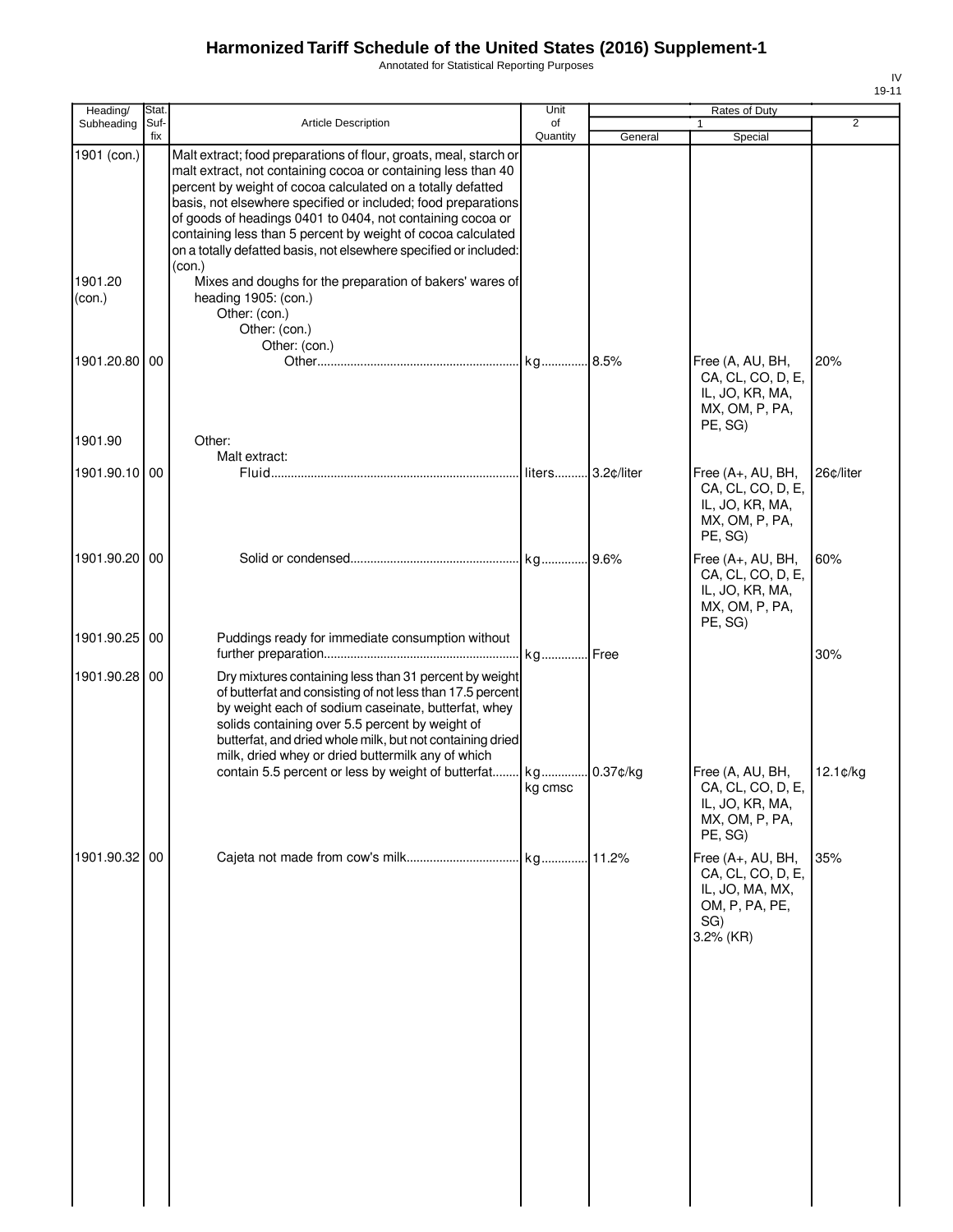# Harmonized Tariff Schedule of the United States (2016) Supplement-1

Annotated for Statistical Reporting Purposes

IV
19-11

| Heading/ Subheading | Stat. Suf-fix | Article Description | Unit of Quantity | Rates of Duty 1 General | Rates of Duty 1 Special | Rates of Duty 2 |
|---|---|---|---|---|---|---|
| 1901 (con.) | | Malt extract; food preparations of flour, groats, meal, starch or malt extract, not containing cocoa or containing less than 40 percent by weight of cocoa calculated on a totally defatted basis, not elsewhere specified or included; food preparations of goods of headings 0401 to 0404, not containing cocoa or containing less than 5 percent by weight of cocoa calculated on a totally defatted basis, not elsewhere specified or included: (con.) | | | | |
| 1901.20 (con.) | | Mixes and doughs for the preparation of bakers' wares of heading 1905: (con.) | | | | |
| | | Other: (con.) | | | | |
| | | Other: (con.) | | | | |
| | | Other: (con.) | | | | |
| 1901.20.80 | 00 | Other | kg | 8.5% | Free (A, AU, BH, CA, CL, CO, D, E, IL, JO, KR, MA, MX, OM, P, PA, PE, SG) | 20% |
| 1901.90 | | Other: | | | | |
| | | Malt extract: | | | | |
| 1901.90.10 | 00 | Fluid | liters | 3.2¢/liter | Free (A+, AU, BH, CA, CL, CO, D, E, IL, JO, KR, MA, MX, OM, P, PA, PE, SG) | 26¢/liter |
| 1901.90.20 | 00 | Solid or condensed | kg | 9.6% | Free (A+, AU, BH, CA, CL, CO, D, E, IL, JO, KR, MA, MX, OM, P, PA, PE, SG) | 60% |
| 1901.90.25 | 00 | Puddings ready for immediate consumption without further preparation | kg | Free | | 30% |
| 1901.90.28 | 00 | Dry mixtures containing less than 31 percent by weight of butterfat and consisting of not less than 17.5 percent by weight each of sodium caseinate, butterfat, whey solids containing over 5.5 percent by weight of butterfat, and dried whole milk, but not containing dried milk, dried whey or dried buttermilk any of which contain 5.5 percent or less by weight of butterfat | kg<br>kg cmsc | 0.37¢/kg | Free (A, AU, BH, CA, CL, CO, D, E, IL, JO, KR, MA, MX, OM, P, PA, PE, SG) | 12.1¢/kg |
| 1901.90.32 | 00 | Cajeta not made from cow's milk | kg | 11.2% | Free (A+, AU, BH, CA, CL, CO, D, E, IL, JO, MA, MX, OM, P, PA, PE, SG)<br>3.2% (KR) | 35% |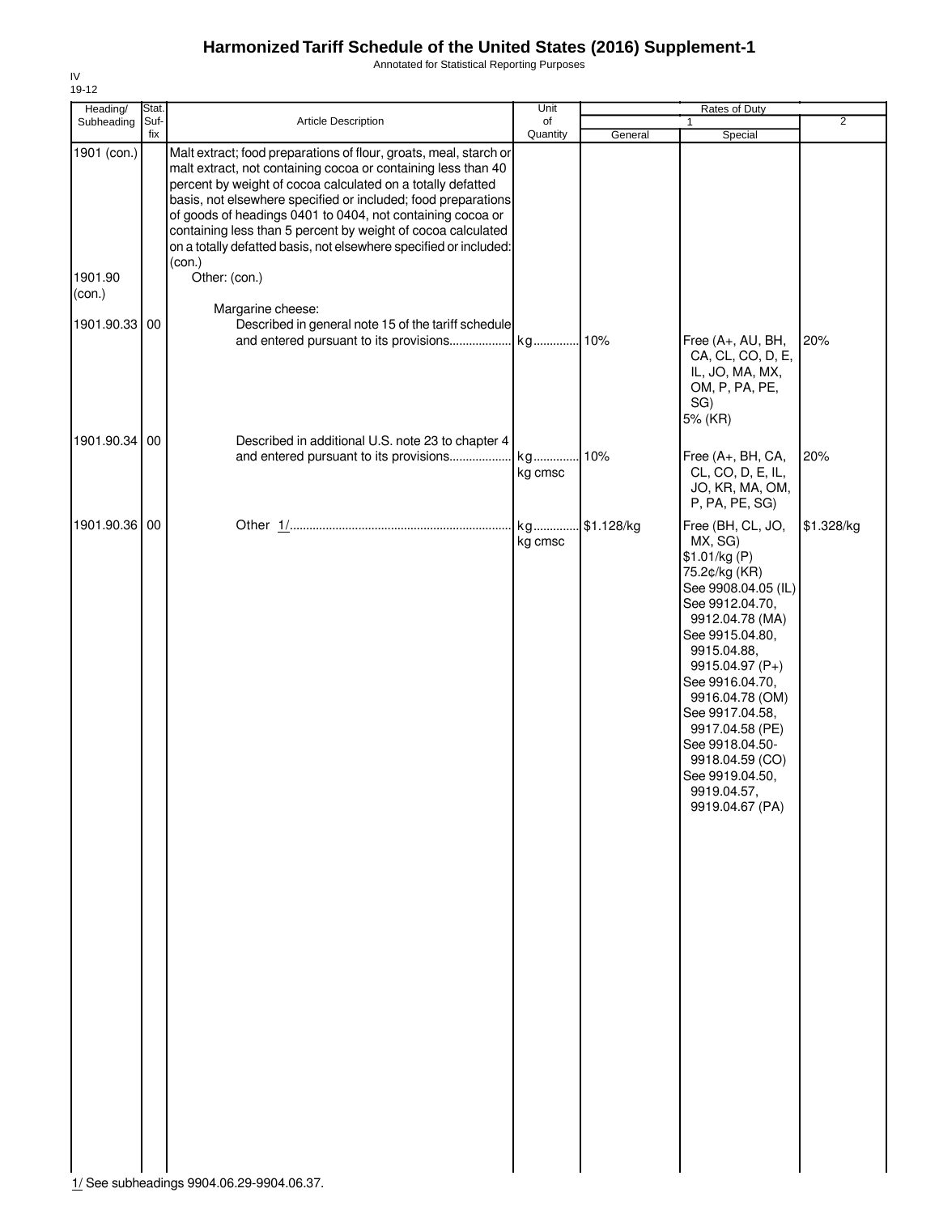# Harmonized Tariff Schedule of the United States (2016) Supplement-1

Annotated for Statistical Reporting Purposes

IV
19-12

| Heading/ Subheading | Stat. Suf-fix | Article Description | Unit of Quantity | Rates of Duty 1 General | Rates of Duty 1 Special | Rates of Duty 2 |
|---|---|---|---|---|---|---|
| 1901 (con.) | | Malt extract; food preparations of flour, groats, meal, starch or malt extract, not containing cocoa or containing less than 40 percent by weight of cocoa calculated on a totally defatted basis, not elsewhere specified or included; food preparations of goods of headings 0401 to 0404, not containing cocoa or containing less than 5 percent by weight of cocoa calculated on a totally defatted basis, not elsewhere specified or included: (con.) | | | | |
| 1901.90 (con.) | | Other: (con.) | | | | |
| | | Margarine cheese: | | | | |
| 1901.90.33 | 00 | Described in general note 15 of the tariff schedule and entered pursuant to its provisions | kg | 10% | Free (A+, AU, BH, CA, CL, CO, D, E, IL, JO, MA, MX, OM, P, PA, PE, SG) 5% (KR) | 20% |
| 1901.90.34 | 00 | Described in additional U.S. note 23 to chapter 4 and entered pursuant to its provisions | kg kg cmsc | 10% | Free (A+, BH, CA, CL, CO, D, E, IL, JO, KR, MA, OM, P, PA, PE, SG) | 20% |
| 1901.90.36 | 00 | Other 1/ | kg kg cmsc | $1.128/kg | Free (BH, CL, JO, MX, SG) $1.01/kg (P) 75.2¢/kg (KR) See 9908.04.05 (IL) See 9912.04.70, 9912.04.78 (MA) See 9915.04.80, 9915.04.88, 9915.04.97 (P+) See 9916.04.70, 9916.04.78 (OM) See 9917.04.58, 9917.04.58 (PE) See 9918.04.50-9918.04.59 (CO) See 9919.04.50, 9919.04.57, 9919.04.67 (PA) | $1.328/kg |

1/ See subheadings 9904.06.29-9904.06.37.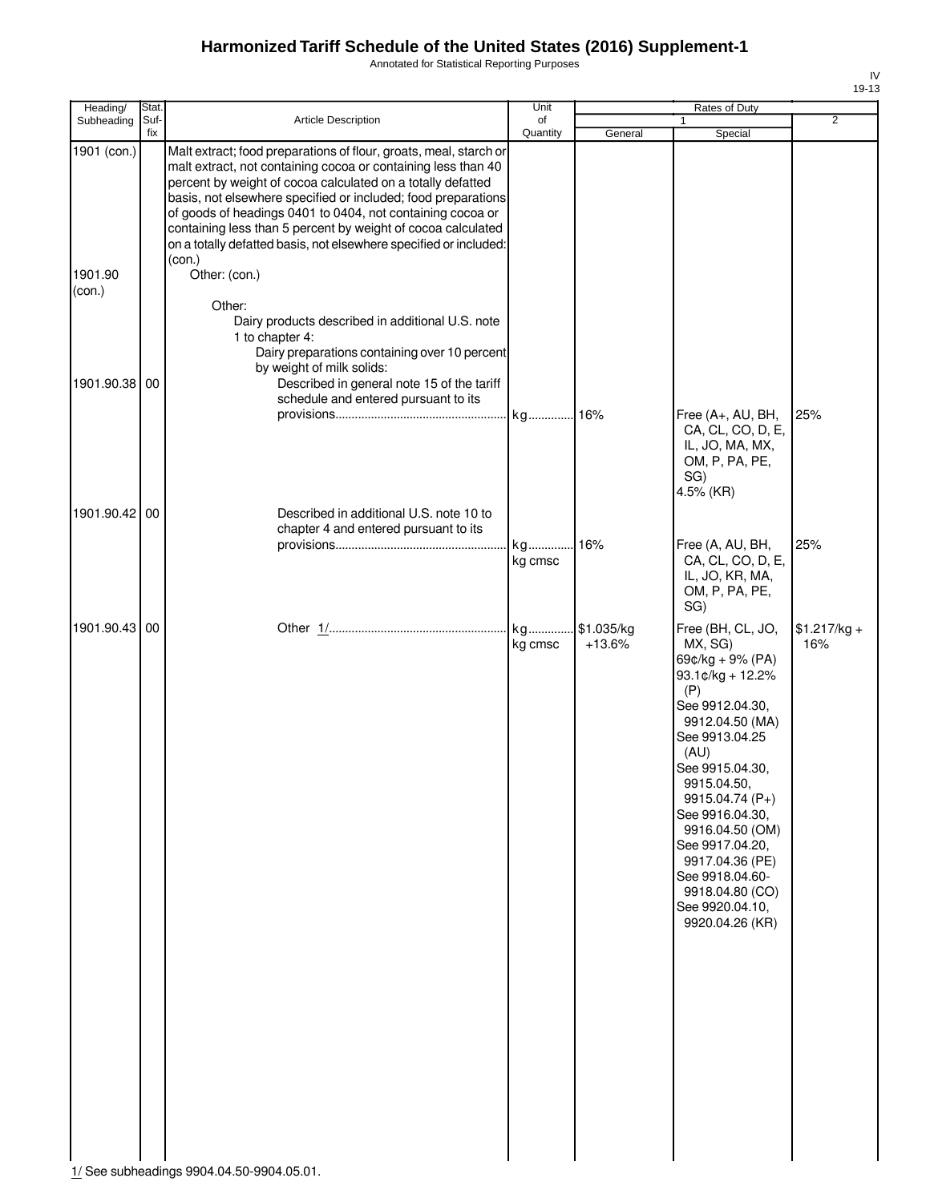# Harmonized Tariff Schedule of the United States (2016) Supplement-1

Annotated for Statistical Reporting Purposes

IV
19-13

| Heading/ Subheading | Stat. Suf- fix | Article Description | Unit of Quantity | Rates of Duty 1 General | Rates of Duty 1 Special | Rates of Duty 2 |
|---|---|---|---|---|---|---|
| 1901 (con.) | | Malt extract; food preparations of flour, groats, meal, starch or malt extract, not containing cocoa or containing less than 40 percent by weight of cocoa calculated on a totally defatted basis, not elsewhere specified or included; food preparations of goods of headings 0401 to 0404, not containing cocoa or containing less than 5 percent by weight of cocoa calculated on a totally defatted basis, not elsewhere specified or included: (con.) | | | | |
| 1901.90 (con.) | | Other: (con.) | | | | |
| | | Other: | | | | |
| | | Dairy products described in additional U.S. note 1 to chapter 4: | | | | |
| | | Dairy preparations containing over 10 percent by weight of milk solids: | | | | |
| 1901.90.38 | 00 | Described in general note 15 of the tariff schedule and entered pursuant to its provisions | kg | 16% | Free (A+, AU, BH, CA, CL, CO, D, E, IL, JO, MA, MX, OM, P, PA, PE, SG) 4.5% (KR) | 25% |
| 1901.90.42 | 00 | Described in additional U.S. note 10 to chapter 4 and entered pursuant to its provisions | kg kg cmsc | 16% | Free (A, AU, BH, CA, CL, CO, D, E, IL, JO, KR, MA, OM, P, PA, PE, SG) | 25% |
| 1901.90.43 | 00 | Other 1/ | kg kg cmsc | $1.035/kg +13.6% | Free (BH, CL, JO, MX, SG) 69¢/kg + 9% (PA) 93.1¢/kg + 12.2% (P) See 9912.04.30, 9912.04.50 (MA) See 9913.04.25 (AU) See 9915.04.30, 9915.04.50, 9915.04.74 (P+) See 9916.04.30, 9916.04.50 (OM) See 9917.04.20, 9917.04.36 (PE) See 9918.04.60-9918.04.80 (CO) See 9920.04.10, 9920.04.26 (KR) | $1.217/kg + 16% |

1/ See subheadings 9904.04.50-9904.05.01.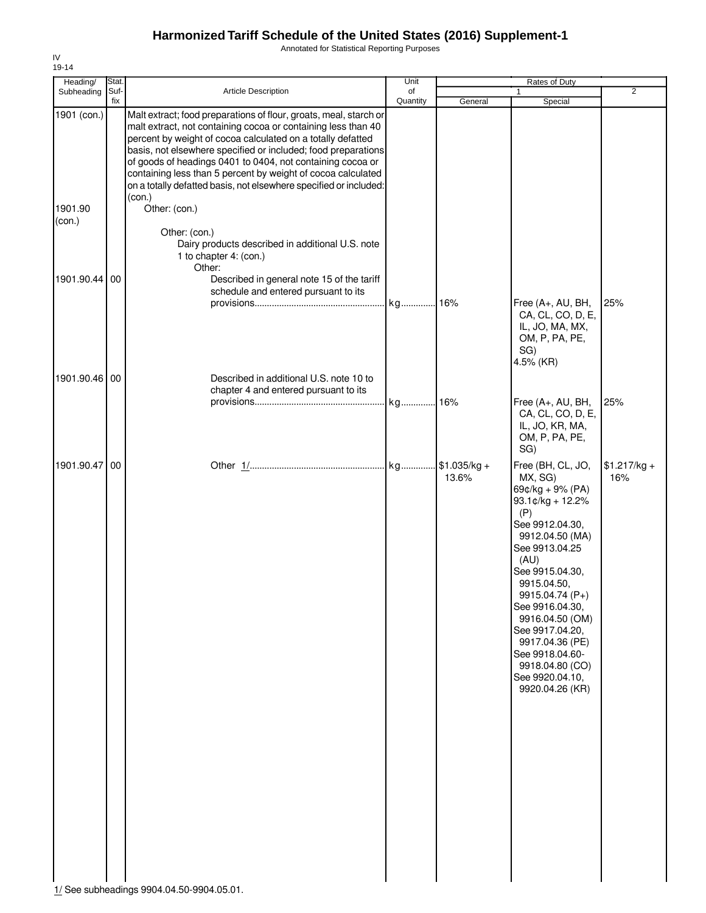# Harmonized Tariff Schedule of the United States (2016) Supplement-1

Annotated for Statistical Reporting Purposes

IV
19-14

| Heading/ Subheading | Stat. Suf-fix | Article Description | Unit of Quantity | Rates of Duty | | |
|---|---|---|---|---|---|---|
| | | | | 1 | | 2 |
| | | | | General | Special | |
| 1901 (con.) | | Malt extract; food preparations of flour, groats, meal, starch or malt extract, not containing cocoa or containing less than 40 percent by weight of cocoa calculated on a totally defatted basis, not elsewhere specified or included; food preparations of goods of headings 0401 to 0404, not containing cocoa or containing less than 5 percent by weight of cocoa calculated on a totally defatted basis, not elsewhere specified or included: (con.) | | | | |
| 1901.90 (con.) | | Other: (con.) | | | | |
| | | Other: (con.) | | | | |
| | | Dairy products described in additional U.S. note 1 to chapter 4: (con.) | | | | |
| | | Other: | | | | |
| 1901.90.44 | 00 | Described in general note 15 of the tariff schedule and entered pursuant to its provisions | kg | 16% | Free (A+, AU, BH, CA, CL, CO, D, E, IL, JO, MA, MX, OM, P, PA, PE, SG)<br>4.5% (KR) | 25% |
| 1901.90.46 | 00 | Described in additional U.S. note 10 to chapter 4 and entered pursuant to its provisions | kg | 16% | Free (A+, AU, BH, CA, CL, CO, D, E, IL, JO, KR, MA, OM, P, PA, PE, SG) | 25% |
| 1901.90.47 | 00 | Other 1/ | kg | $1.035/kg + 13.6% | Free (BH, CL, JO, MX, SG)<br>69¢/kg + 9% (PA)<br>93.1¢/kg + 12.2% (P)<br>See 9912.04.30, 9912.04.50 (MA)<br>See 9913.04.25 (AU)<br>See 9915.04.30, 9915.04.50, 9915.04.74 (P+)<br>See 9916.04.30, 9916.04.50 (OM)<br>See 9917.04.20, 9917.04.36 (PE)<br>See 9918.04.60-9918.04.80 (CO)<br>See 9920.04.10, 9920.04.26 (KR) | $1.217/kg + 16% |

1/ See subheadings 9904.04.50-9904.05.01.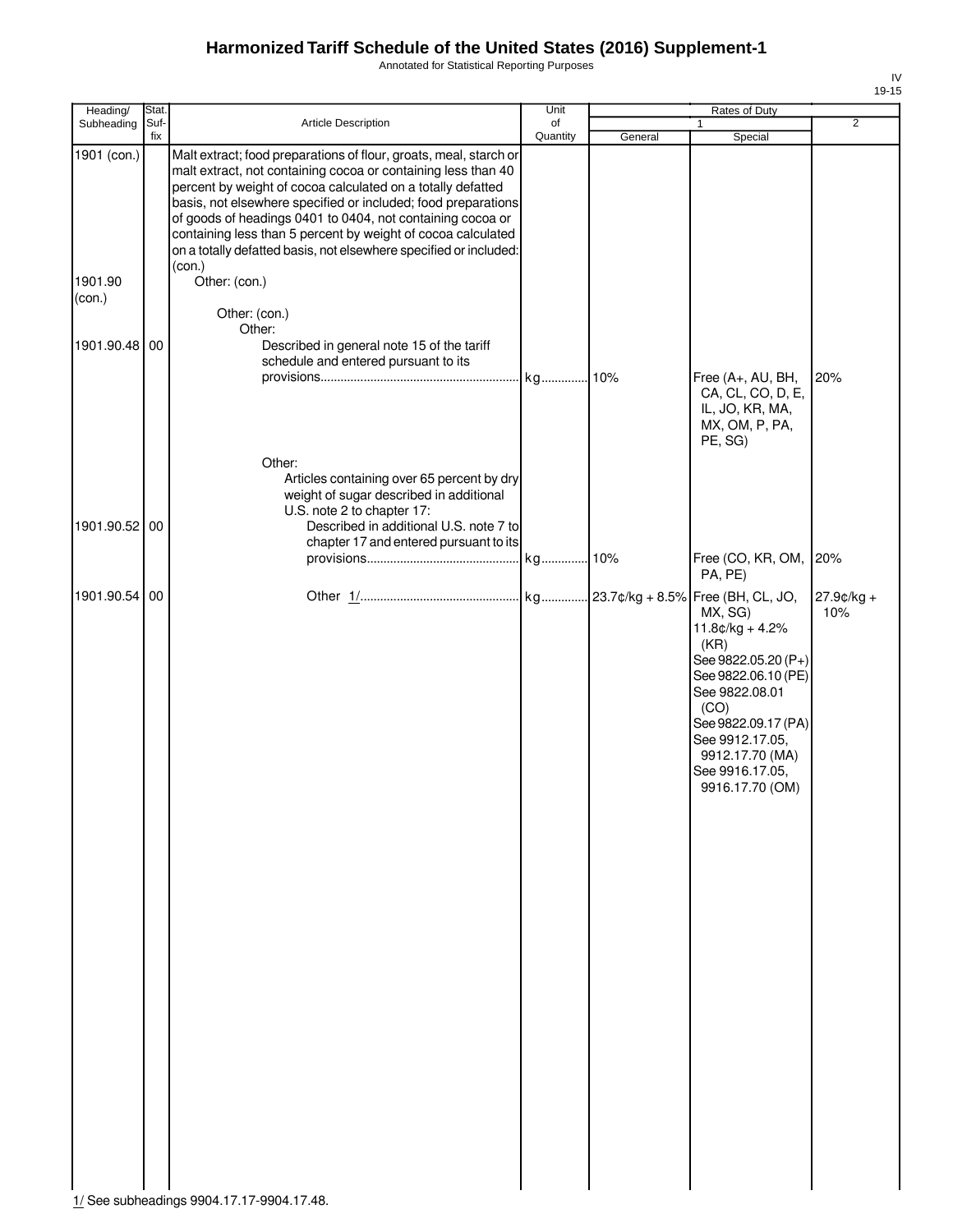# Harmonized Tariff Schedule of the United States (2016) Supplement-1

Annotated for Statistical Reporting Purposes

IV
19-15

| Heading/ Subheading | Stat. Suf-fix | Article Description | Unit of Quantity | Rates of Duty 1 General | Special | 2 |
|---|---|---|---|---|---|---|
| 1901 (con.) | | Malt extract; food preparations of flour, groats, meal, starch or malt extract, not containing cocoa or containing less than 40 percent by weight of cocoa calculated on a totally defatted basis, not elsewhere specified or included; food preparations of goods of headings 0401 to 0404, not containing cocoa or containing less than 5 percent by weight of cocoa calculated on a totally defatted basis, not elsewhere specified or included: (con.) | | | | |
| 1901.90 (con.) | | Other: (con.) | | | | |
| | | Other: (con.) | | | | |
| | | Other: | | | | |
| 1901.90.48 | 00 | Described in general note 15 of the tariff schedule and entered pursuant to its provisions | kg | 10% | Free (A+, AU, BH, CA, CL, CO, D, E, IL, JO, KR, MA, MX, OM, P, PA, PE, SG) | 20% |
| | | Other: | | | | |
| | | Articles containing over 65 percent by dry weight of sugar described in additional U.S. note 2 to chapter 17: | | | | |
| 1901.90.52 | 00 | Described in additional U.S. note 7 to chapter 17 and entered pursuant to its provisions | kg | 10% | Free (CO, KR, OM, PA, PE) | 20% |
| 1901.90.54 | 00 | Other 1/ | kg | 23.7¢/kg + 8.5% | Free (BH, CL, JO, MX, SG)<br>11.8¢/kg + 4.2% (KR)<br>See 9822.05.20 (P+)<br>See 9822.06.10 (PE)<br>See 9822.08.01 (CO)<br>See 9822.09.17 (PA)<br>See 9912.17.05, 9912.17.70 (MA)<br>See 9916.17.05, 9916.17.70 (OM) | 27.9¢/kg + 10% |

1/ See subheadings 9904.17.17-9904.17.48.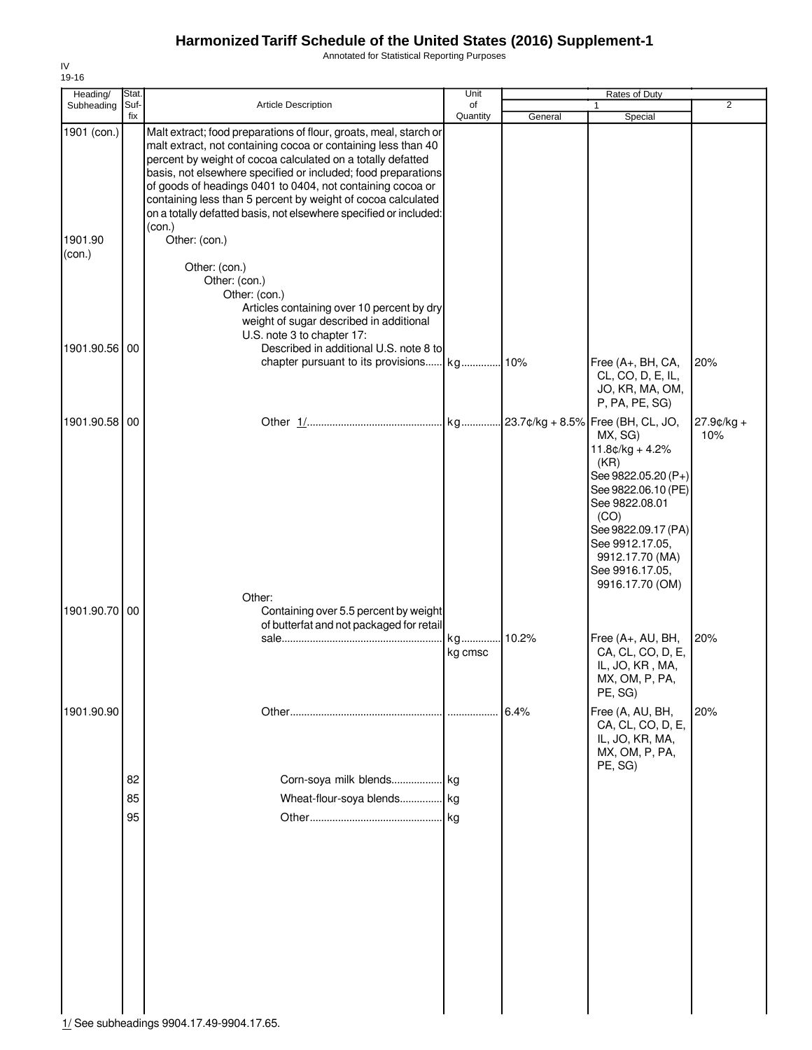# Harmonized Tariff Schedule of the United States (2016) Supplement-1

Annotated for Statistical Reporting Purposes

IV
19-16

| Heading/ Subheading | Stat. Suf-fix | Article Description | Unit of Quantity | Rates of Duty 1 General | Rates of Duty 1 Special | Rates of Duty 2 |
|---|---|---|---|---|---|---|
| 1901 (con.) | | Malt extract; food preparations of flour, groats, meal, starch or malt extract, not containing cocoa or containing less than 40 percent by weight of cocoa calculated on a totally defatted basis, not elsewhere specified or included; food preparations of goods of headings 0401 to 0404, not containing cocoa or containing less than 5 percent by weight of cocoa calculated on a totally defatted basis, not elsewhere specified or included: (con.) | | | | |
| 1901.90 (con.) | | Other: (con.) | | | | |
| | | Other: (con.) | | | | |
| | | Other: (con.) | | | | |
| | | Other: (con.) | | | | |
| | | Articles containing over 10 percent by dry weight of sugar described in additional U.S. note 3 to chapter 17: | | | | |
| 1901.90.56 | 00 | Described in additional U.S. note 8 to chapter pursuant to its provisions | kg | 10% | Free (A+, BH, CA, CL, CO, D, E, IL, JO, KR, MA, OM, P, PA, PE, SG) | 20% |
| 1901.90.58 | 00 | Other 1/ | kg | 23.7¢/kg + 8.5% | Free (BH, CL, JO, MX, SG)<br>11.8¢/kg + 4.2% (KR)<br>See 9822.05.20 (P+)<br>See 9822.06.10 (PE)<br>See 9822.08.01 (CO)<br>See 9822.09.17 (PA)<br>See 9912.17.05, 9912.17.70 (MA)<br>See 9916.17.05, 9916.17.70 (OM) | 27.9¢/kg + 10% |
| | | Other: | | | | |
| 1901.90.70 | 00 | Containing over 5.5 percent by weight of butterfat and not packaged for retail sale | kg<br>kg cmsc | 10.2% | Free (A+, AU, BH, CA, CL, CO, D, E, IL, JO, KR , MA, MX, OM, P, PA, PE, SG) | 20% |
| 1901.90.90 | | Other | | 6.4% | Free (A, AU, BH, CA, CL, CO, D, E, IL, JO, KR, MA, MX, OM, P, PA, PE, SG) | 20% |
| | 82 | Corn-soya milk blends | kg | | | |
| | 85 | Wheat-flour-soya blends | kg | | | |
| | 95 | Other | kg | | | |

1/ See subheadings 9904.17.49-9904.17.65.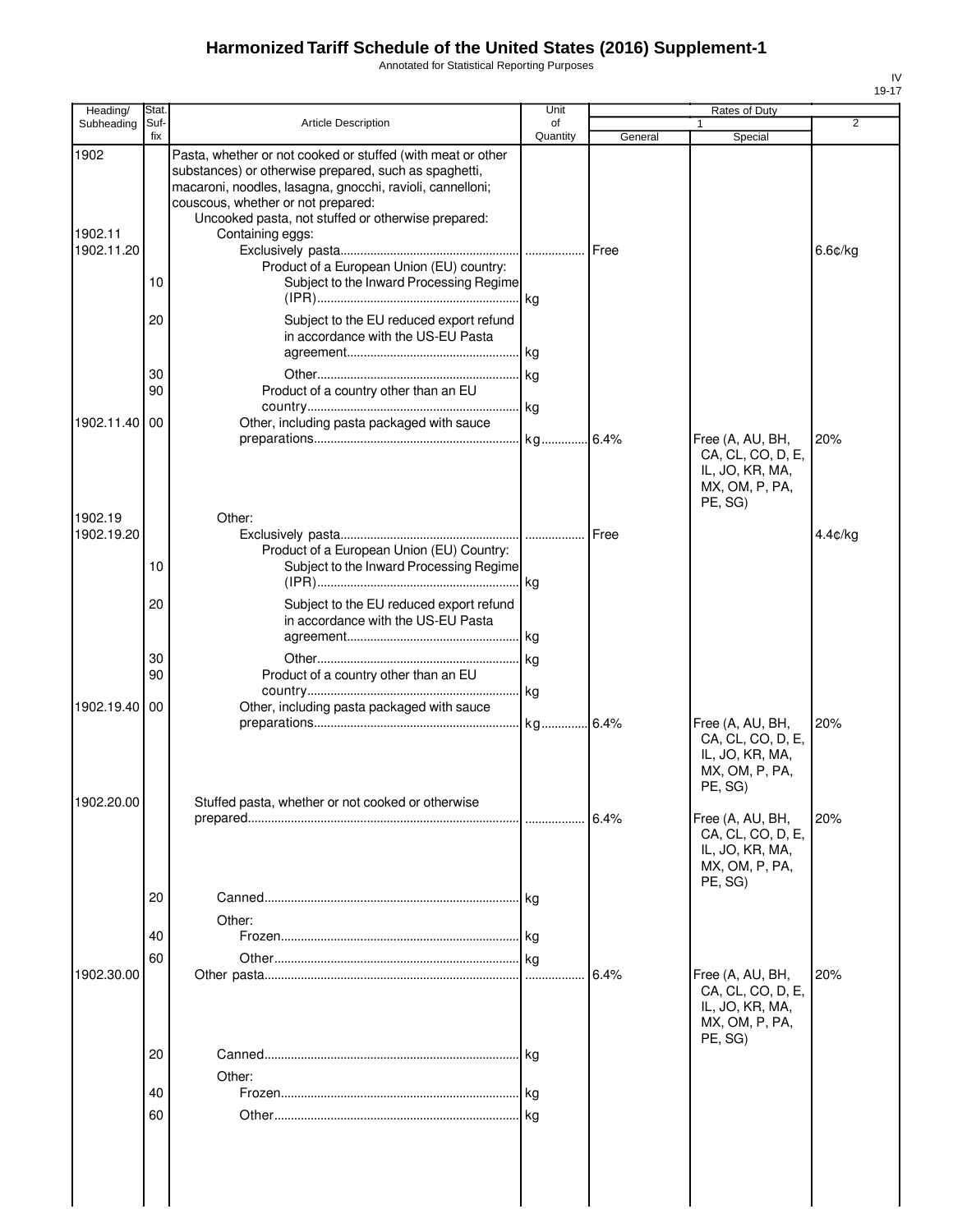# Harmonized Tariff Schedule of the United States (2016) Supplement-1

Annotated for Statistical Reporting Purposes

IV
19-17

| Heading/ Subheading | Stat. Suf- fix | Article Description | Unit of Quantity | Rates of Duty 1 General | Special | 2 |
|---|---|---|---|---|---|---|
| 1902 | | Pasta, whether or not cooked or stuffed (with meat or other substances) or otherwise prepared, such as spaghetti, macaroni, noodles, lasagna, gnocchi, ravioli, cannelloni; couscous, whether or not prepared: | | | | |
| | | Uncooked pasta, not stuffed or otherwise prepared: | | | | |
| 1902.11 | | Containing eggs: | | | | |
| 1902.11.20 | | Exclusively pasta | | Free | | 6.6¢/kg |
| | | Product of a European Union (EU) country: | | | | |
| | 10 | Subject to the Inward Processing Regime (IPR) | kg | | | |
| | 20 | Subject to the EU reduced export refund in accordance with the US-EU Pasta agreement | kg | | | |
| | 30 | Other | kg | | | |
| | 90 | Product of a country other than an EU country | kg | | | |
| 1902.11.40 | 00 | Other, including pasta packaged with sauce preparations | kg | 6.4% | Free (A, AU, BH, CA, CL, CO, D, E, IL, JO, KR, MA, MX, OM, P, PA, PE, SG) | 20% |
| 1902.19 | | Other: | | | | |
| 1902.19.20 | | Exclusively pasta | | Free | | 4.4¢/kg |
| | | Product of a European Union (EU) Country: | | | | |
| | 10 | Subject to the Inward Processing Regime (IPR) | kg | | | |
| | 20 | Subject to the EU reduced export refund in accordance with the US-EU Pasta agreement | kg | | | |
| | 30 | Other | kg | | | |
| | 90 | Product of a country other than an EU country | kg | | | |
| 1902.19.40 | 00 | Other, including pasta packaged with sauce preparations | kg | 6.4% | Free (A, AU, BH, CA, CL, CO, D, E, IL, JO, KR, MA, MX, OM, P, PA, PE, SG) | 20% |
| 1902.20.00 | | Stuffed pasta, whether or not cooked or otherwise prepared | | 6.4% | Free (A, AU, BH, CA, CL, CO, D, E, IL, JO, KR, MA, MX, OM, P, PA, PE, SG) | 20% |
| | 20 | Canned | kg | | | |
| | | Other: | | | | |
| | 40 | Frozen | kg | | | |
| | 60 | Other | kg | | | |
| 1902.30.00 | | Other pasta | | 6.4% | Free (A, AU, BH, CA, CL, CO, D, E, IL, JO, KR, MA, MX, OM, P, PA, PE, SG) | 20% |
| | 20 | Canned | kg | | | |
| | | Other: | | | | |
| | 40 | Frozen | kg | | | |
| | 60 | Other | kg | | | |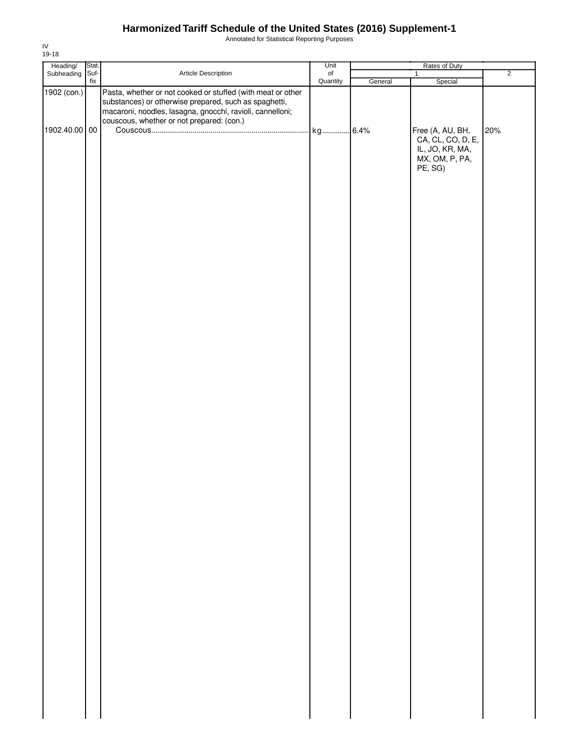# Harmonized Tariff Schedule of the United States (2016) Supplement-1

Annotated for Statistical Reporting Purposes

IV
19-18

| Heading/ Subheading | Stat. Suf- fix | Article Description | Unit of Quantity | Rates of Duty 1 General | Rates of Duty 1 Special | Rates of Duty 2 |
|---|---|---|---|---|---|---|
| 1902 (con.) | | Pasta, whether or not cooked or stuffed (with meat or other substances) or otherwise prepared, such as spaghetti, macaroni, noodles, lasagna, gnocchi, ravioli, cannelloni; couscous, whether or not prepared: (con.) | | | | |
| 1902.40.00 | 00 | Couscous | kg | 6.4% | Free (A, AU, BH, CA, CL, CO, D, E, IL, JO, KR, MA, MX, OM, P, PA, PE, SG) | 20% |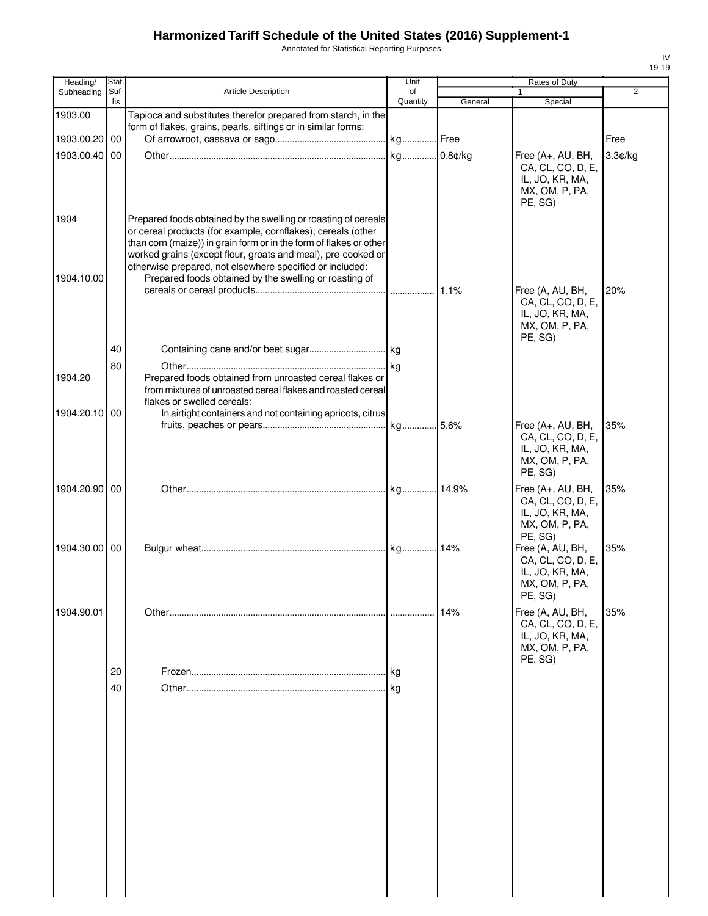# Harmonized Tariff Schedule of the United States (2016) Supplement-1

Annotated for Statistical Reporting Purposes

IV
19-19

| Heading/ Subheading | Stat. Suf- fix | Article Description | Unit of Quantity | Rates of Duty 1 General | Rates of Duty 1 Special | Rates of Duty 2 |
|---|---|---|---|---|---|---|
| 1903.00 | | Tapioca and substitutes therefor prepared from starch, in the form of flakes, grains, pearls, siftings or in similar forms: | | | | |
| 1903.00.20 | 00 | Of arrowroot, cassava or sago | kg | Free | | Free |
| 1903.00.40 | 00 | Other | kg | 0.8¢/kg | Free (A+, AU, BH, CA, CL, CO, D, E, IL, JO, KR, MA, MX, OM, P, PA, PE, SG) | 3.3¢/kg |
| 1904 | | Prepared foods obtained by the swelling or roasting of cereals or cereal products (for example, cornflakes); cereals (other than corn (maize)) in grain form or in the form of flakes or other worked grains (except flour, groats and meal), pre-cooked or otherwise prepared, not elsewhere specified or included: | | | | |
| 1904.10.00 | | Prepared foods obtained by the swelling or roasting of cereals or cereal products | | 1.1% | Free (A, AU, BH, CA, CL, CO, D, E, IL, JO, KR, MA, MX, OM, P, PA, PE, SG) | 20% |
| | 40 | Containing cane and/or beet sugar | kg | | | |
| | 80 | Other | kg | | | |
| 1904.20 | | Prepared foods obtained from unroasted cereal flakes or from mixtures of unroasted cereal flakes and roasted cereal flakes or swelled cereals: | | | | |
| 1904.20.10 | 00 | In airtight containers and not containing apricots, citrus fruits, peaches or pears | kg | 5.6% | Free (A+, AU, BH, CA, CL, CO, D, E, IL, JO, KR, MA, MX, OM, P, PA, PE, SG) | 35% |
| 1904.20.90 | 00 | Other | kg | 14.9% | Free (A+, AU, BH, CA, CL, CO, D, E, IL, JO, KR, MA, MX, OM, P, PA, PE, SG) | 35% |
| 1904.30.00 | 00 | Bulgur wheat | kg | 14% | Free (A, AU, BH, CA, CL, CO, D, E, IL, JO, KR, MA, MX, OM, P, PA, PE, SG) | 35% |
| 1904.90.01 | | Other | | 14% | Free (A, AU, BH, CA, CL, CO, D, E, IL, JO, KR, MA, MX, OM, P, PA, PE, SG) | 35% |
| | 20 | Frozen | kg | | | |
| | 40 | Other | kg | | | |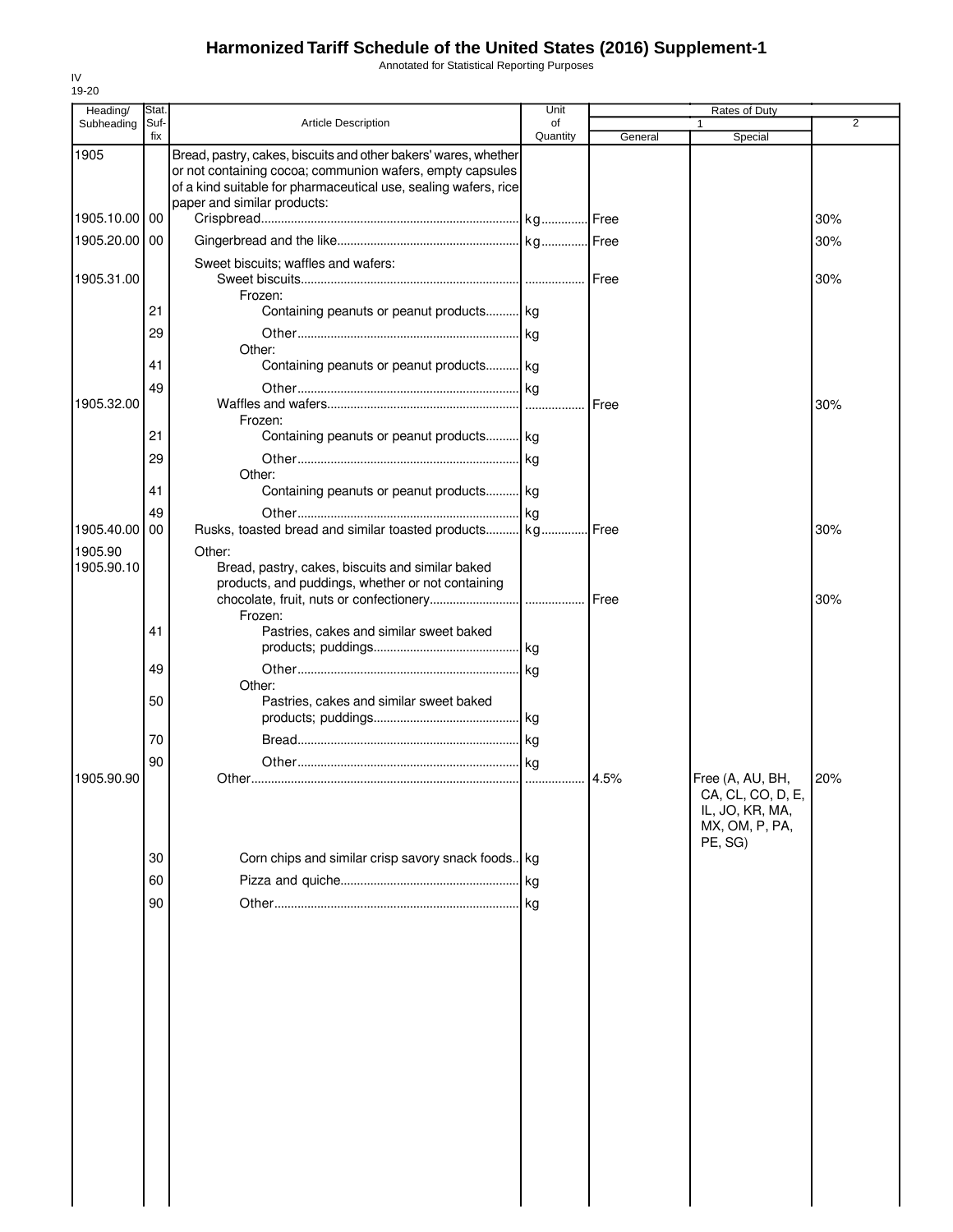# Harmonized Tariff Schedule of the United States (2016) Supplement-1

Annotated for Statistical Reporting Purposes

IV
19-20

| Heading/ Subheading | Stat. Suf- fix | Article Description | Unit of Quantity | Rates of Duty 1 General | Special | 2 |
|---|---|---|---|---|---|---|
| 1905 | | Bread, pastry, cakes, biscuits and other bakers' wares, whether or not containing cocoa; communion wafers, empty capsules of a kind suitable for pharmaceutical use, sealing wafers, rice paper and similar products: | | | | |
| 1905.10.00 | 00 | Crispbread | kg | Free | | 30% |
| 1905.20.00 | 00 | Gingerbread and the like | kg | Free | | 30% |
| | | Sweet biscuits; waffles and wafers: | | | | |
| 1905.31.00 | | Sweet biscuits | | Free | | 30% |
| | | Frozen: | | | | |
| | 21 | Containing peanuts or peanut products | kg | | | |
| | 29 | Other | kg | | | |
| | | Other: | | | | |
| | 41 | Containing peanuts or peanut products | kg | | | |
| | 49 | Other | kg | | | |
| 1905.32.00 | | Waffles and wafers | | Free | | 30% |
| | | Frozen: | | | | |
| | 21 | Containing peanuts or peanut products | kg | | | |
| | 29 | Other | kg | | | |
| | | Other: | | | | |
| | 41 | Containing peanuts or peanut products | kg | | | |
| | 49 | Other | kg | | | |
| 1905.40.00 | 00 | Rusks, toasted bread and similar toasted products | kg | Free | | 30% |
| 1905.90 | | Other: | | | | |
| 1905.90.10 | | Bread, pastry, cakes, biscuits and similar baked products, and puddings, whether or not containing chocolate, fruit, nuts or confectionery | | Free | | 30% |
| | | Frozen: | | | | |
| | 41 | Pastries, cakes and similar sweet baked products; puddings | kg | | | |
| | 49 | Other | kg | | | |
| | | Other: | | | | |
| | 50 | Pastries, cakes and similar sweet baked products; puddings | kg | | | |
| | 70 | Bread | kg | | | |
| | 90 | Other | kg | | | |
| 1905.90.90 | | Other | | 4.5% | Free (A, AU, BH, CA, CL, CO, D, E, IL, JO, KR, MA, MX, OM, P, PA, PE, SG) | 20% |
| | 30 | Corn chips and similar crisp savory snack foods | kg | | | |
| | 60 | Pizza and quiche | kg | | | |
| | 90 | Other | kg | | | |